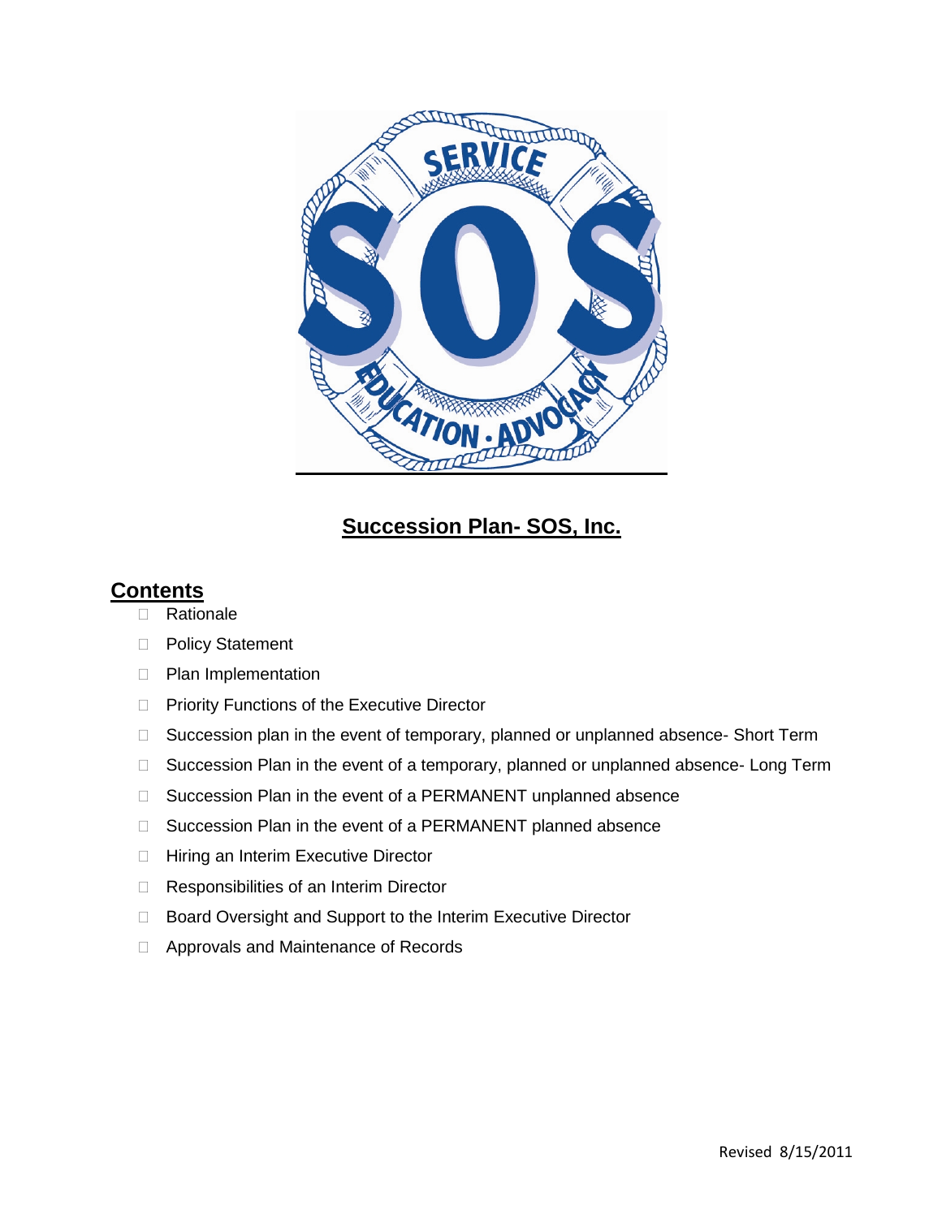# Succession Plan- SOS, Inc.

## Contents

- Rationale
- Policy Statement
- Plan Implementation
- Priority Functions of the Executive Director
- Succession plan in the event of temporary, planned or unplanned absence- Short Term
- Succession Plan in the event of a temporary, planned or unplanned absence- Long Term
- Succession Plan in the event of a PERMANENT unplanned absence
- Succession Plan in the event of a PERMANENT planned absence
- Hiring an Interim Executive Director
- Responsibilities of an Interim Director
- Board Oversight and Support to the Interim Executive Director
- Approvals and Maintenance of Records

Revised 8/15/2011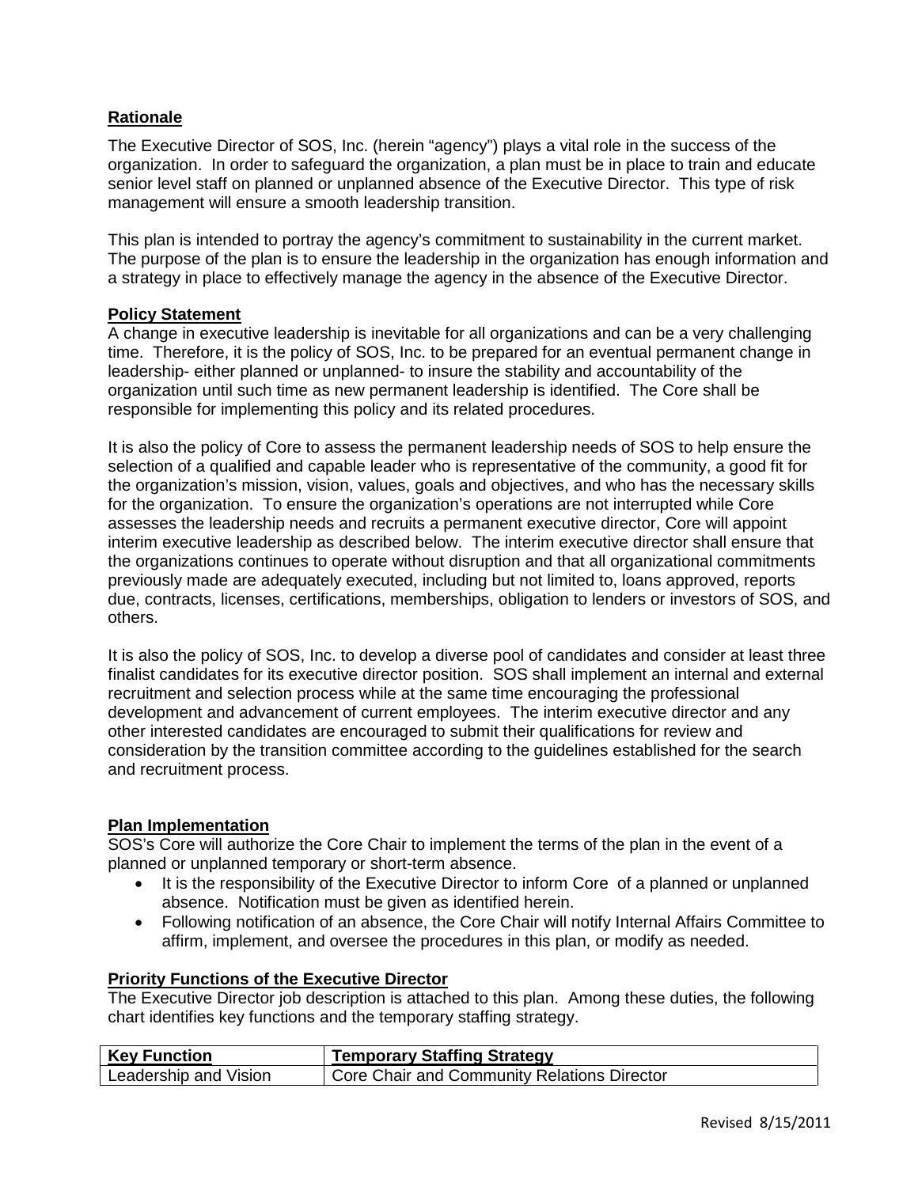## Rationale

The Executive Director of SOS, Inc. (herein "agency") plays a vital role in the success of the organization. In order to safeguard the organization, a plan must be in place to train and educate senior level staff on planned or unplanned absence of the Executive Director. This type of risk management will ensure a smooth leadership transition.

This plan is intended to portray the agency's commitment to sustainability in the current market. The purpose of the plan is to ensure the leadership in the organization has enough information and a strategy in place to effectively manage the agency in the absence of the Executive Director.

## Policy Statement

A change in executive leadership is inevitable for all organizations and can be a very challenging time. Therefore, it is the policy of SOS, Inc. to be prepared for an eventual permanent change in leadership- either planned or unplanned- to insure the stability and accountability of the organization until such time as new permanent leadership is identified. The Core shall be responsible for implementing this policy and its related procedures.

It is also the policy of Core to assess the permanent leadership needs of SOS to help ensure the selection of a qualified and capable leader who is representative of the community, a good fit for the organization's mission, vision, values, goals and objectives, and who has the necessary skills for the organization. To ensure the organization's operations are not interrupted while Core assesses the leadership needs and recruits a permanent executive director, Core will appoint interim executive leadership as described below. The interim executive director shall ensure that the organizations continues to operate without disruption and that all organizational commitments previously made are adequately executed, including but not limited to, loans approved, reports due, contracts, licenses, certifications, memberships, obligation to lenders or investors of SOS, and others.

It is also the policy of SOS, Inc. to develop a diverse pool of candidates and consider at least three finalist candidates for its executive director position. SOS shall implement an internal and external recruitment and selection process while at the same time encouraging the professional development and advancement of current employees. The interim executive director and any other interested candidates are encouraged to submit their qualifications for review and consideration by the transition committee according to the guidelines established for the search and recruitment process.

## Plan Implementation

SOS's Core will authorize the Core Chair to implement the terms of the plan in the event of a planned or unplanned temporary or short-term absence.

- It is the responsibility of the Executive Director to inform Core of a planned or unplanned absence. Notification must be given as identified herein.
- Following notification of an absence, the Core Chair will notify Internal Affairs Committee to affirm, implement, and oversee the procedures in this plan, or modify as needed.

## Priority Functions of the Executive Director

The Executive Director job description is attached to this plan. Among these duties, the following chart identifies key functions and the temporary staffing strategy.

| Key Function | Temporary Staffing Strategy |
|---|---|
| Leadership and Vision | Core Chair and Community Relations Director |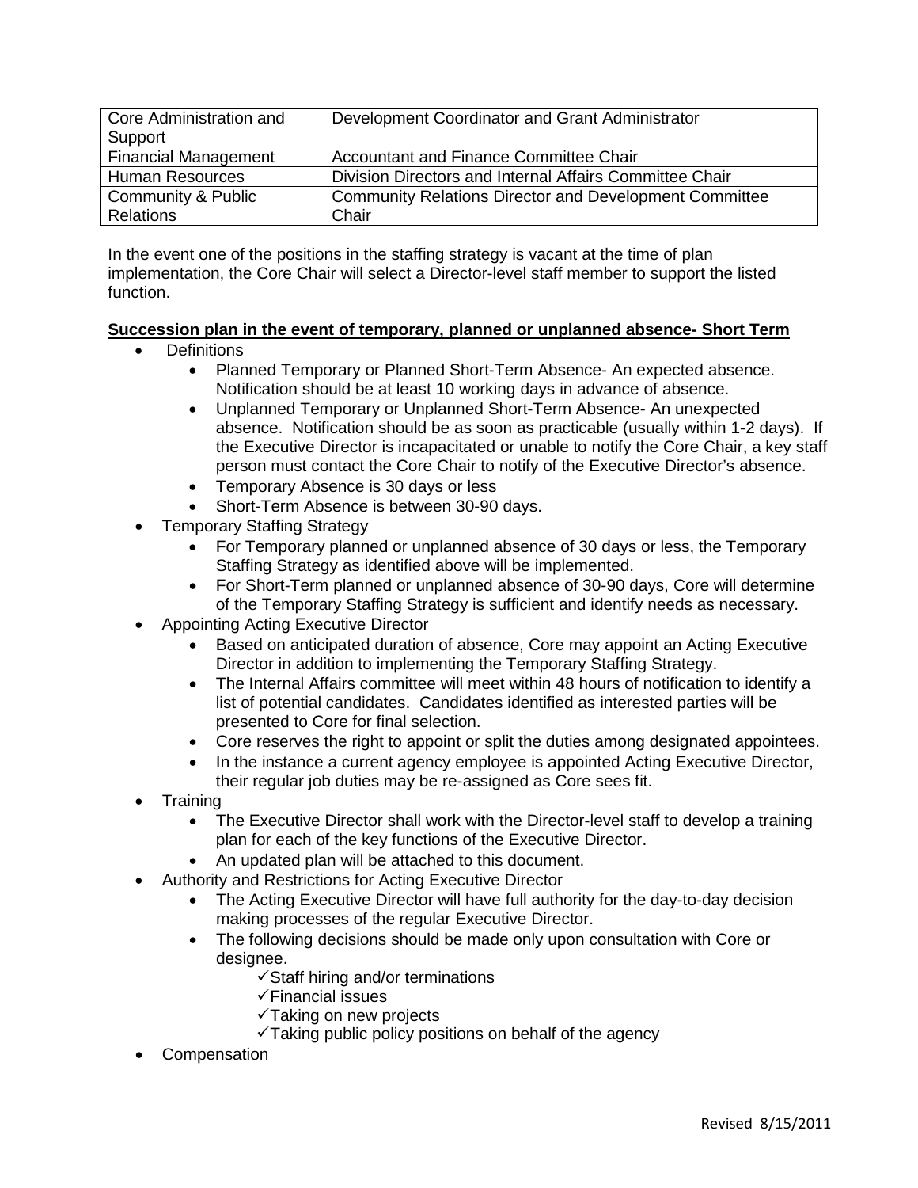| Core Administration and Support | Development Coordinator and Grant Administrator |
|---|---|
| Financial Management | Accountant and Finance Committee Chair |
| Human Resources | Division Directors and Internal Affairs Committee Chair |
| Community & Public Relations | Community Relations Director and Development Committee Chair |

In the event one of the positions in the staffing strategy is vacant at the time of plan implementation, the Core Chair will select a Director-level staff member to support the listed function.

**Succession plan in the event of temporary, planned or unplanned absence- Short Term**

- Definitions
  - Planned Temporary or Planned Short-Term Absence- An expected absence. Notification should be at least 10 working days in advance of absence.
  - Unplanned Temporary or Unplanned Short-Term Absence- An unexpected absence. Notification should be as soon as practicable (usually within 1-2 days). If the Executive Director is incapacitated or unable to notify the Core Chair, a key staff person must contact the Core Chair to notify of the Executive Director's absence.
  - Temporary Absence is 30 days or less
  - Short-Term Absence is between 30-90 days.
- Temporary Staffing Strategy
  - For Temporary planned or unplanned absence of 30 days or less, the Temporary Staffing Strategy as identified above will be implemented.
  - For Short-Term planned or unplanned absence of 30-90 days, Core will determine of the Temporary Staffing Strategy is sufficient and identify needs as necessary.
- Appointing Acting Executive Director
  - Based on anticipated duration of absence, Core may appoint an Acting Executive Director in addition to implementing the Temporary Staffing Strategy.
  - The Internal Affairs committee will meet within 48 hours of notification to identify a list of potential candidates. Candidates identified as interested parties will be presented to Core for final selection.
  - Core reserves the right to appoint or split the duties among designated appointees.
  - In the instance a current agency employee is appointed Acting Executive Director, their regular job duties may be re-assigned as Core sees fit.
- Training
  - The Executive Director shall work with the Director-level staff to develop a training plan for each of the key functions of the Executive Director.
  - An updated plan will be attached to this document.
- Authority and Restrictions for Acting Executive Director
  - The Acting Executive Director will have full authority for the day-to-day decision making processes of the regular Executive Director.
  - The following decisions should be made only upon consultation with Core or designee.
    - ✓Staff hiring and/or terminations
    - ✓Financial issues
    - ✓Taking on new projects
    - ✓Taking public policy positions on behalf of the agency
- Compensation

Revised 8/15/2011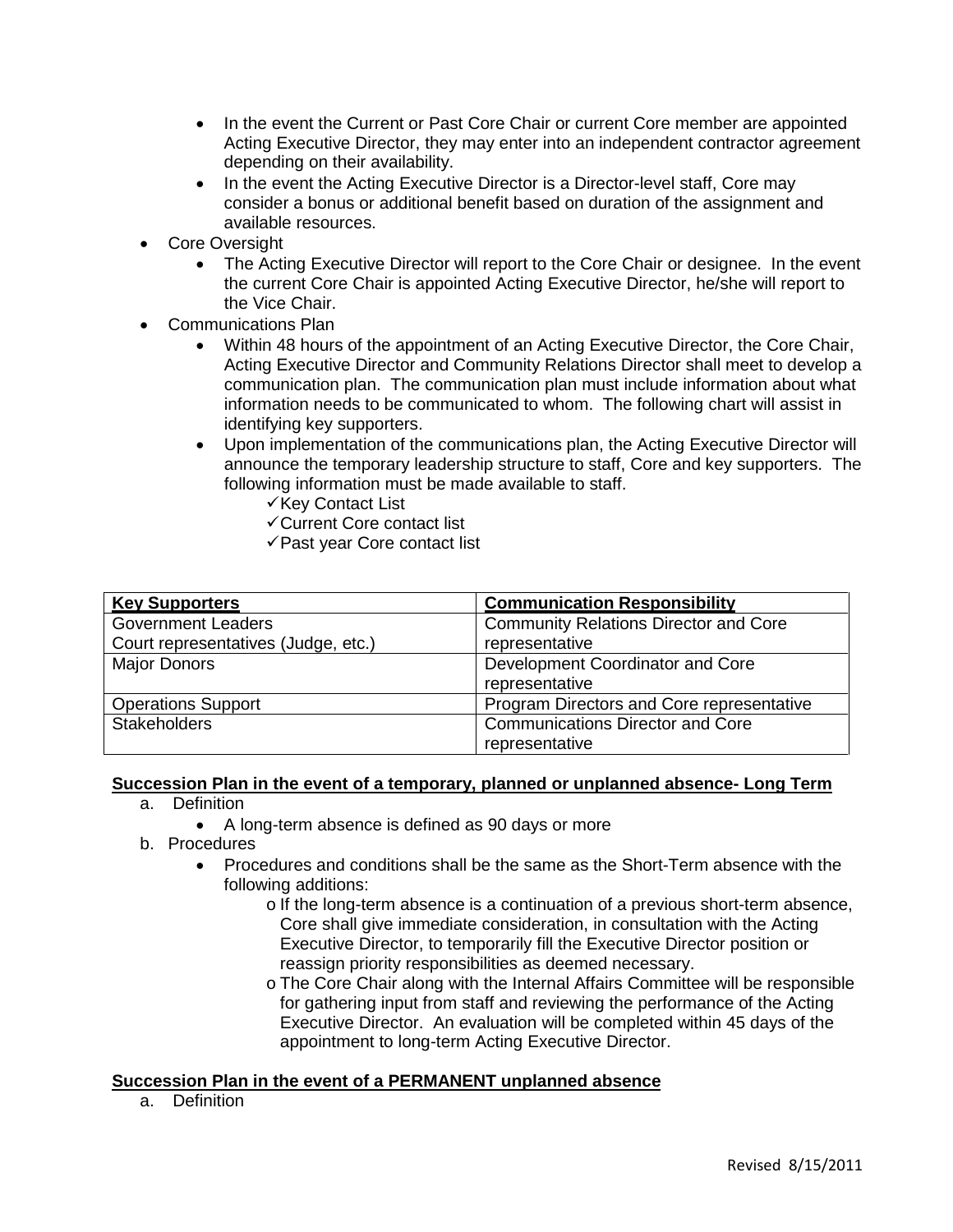- In the event the Current or Past Core Chair or current Core member are appointed Acting Executive Director, they may enter into an independent contractor agreement depending on their availability.
- In the event the Acting Executive Director is a Director-level staff, Core may consider a bonus or additional benefit based on duration of the assignment and available resources.

- Core Oversight
  - The Acting Executive Director will report to the Core Chair or designee. In the event the current Core Chair is appointed Acting Executive Director, he/she will report to the Vice Chair.
- Communications Plan
  - Within 48 hours of the appointment of an Acting Executive Director, the Core Chair, Acting Executive Director and Community Relations Director shall meet to develop a communication plan. The communication plan must include information about what information needs to be communicated to whom. The following chart will assist in identifying key supporters.
  - Upon implementation of the communications plan, the Acting Executive Director will announce the temporary leadership structure to staff, Core and key supporters. The following information must be made available to staff.
    - ✓Key Contact List
    - ✓Current Core contact list
    - ✓Past year Core contact list

| **Key Supporters** | **Communication Responsibility** |
|---|---|
| Government Leaders<br>Court representatives (Judge, etc.) | Community Relations Director and Core representative |
| Major Donors | Development Coordinator and Core representative |
| Operations Support | Program Directors and Core representative |
| Stakeholders | Communications Director and Core representative |

## **Succession Plan in the event of a temporary, planned or unplanned absence- Long Term**

a. Definition
   - A long-term absence is defined as 90 days or more

b. Procedures
   - Procedures and conditions shall be the same as the Short-Term absence with the following additions:
     - o If the long-term absence is a continuation of a previous short-term absence, Core shall give immediate consideration, in consultation with the Acting Executive Director, to temporarily fill the Executive Director position or reassign priority responsibilities as deemed necessary.
     - o The Core Chair along with the Internal Affairs Committee will be responsible for gathering input from staff and reviewing the performance of the Acting Executive Director. An evaluation will be completed within 45 days of the appointment to long-term Acting Executive Director.

## **Succession Plan in the event of a PERMANENT unplanned absence**

a. Definition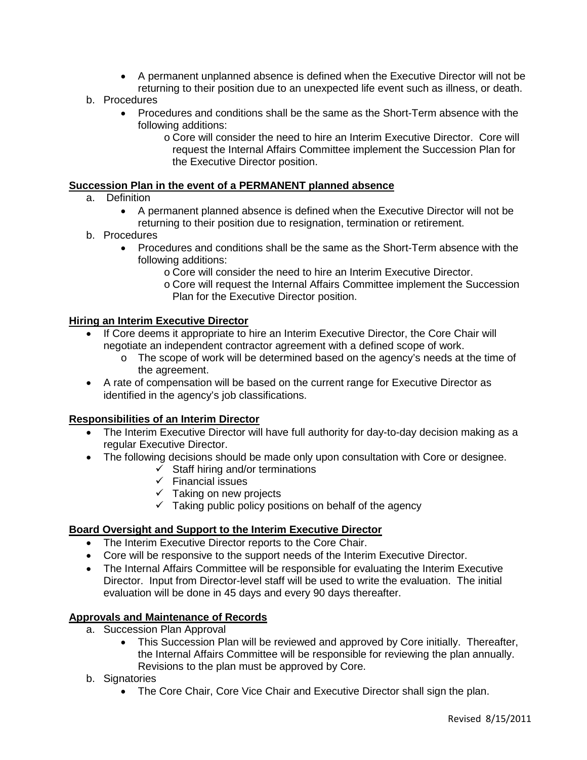- A permanent unplanned absence is defined when the Executive Director will not be returning to their position due to an unexpected life event such as illness, or death.

b. Procedures
   - Procedures and conditions shall be the same as the Short-Term absence with the following additions:
     - Core will consider the need to hire an Interim Executive Director. Core will request the Internal Affairs Committee implement the Succession Plan for the Executive Director position.

**Succession Plan in the event of a PERMANENT planned absence**

a. Definition
   - A permanent planned absence is defined when the Executive Director will not be returning to their position due to resignation, termination or retirement.

b. Procedures
   - Procedures and conditions shall be the same as the Short-Term absence with the following additions:
     - Core will consider the need to hire an Interim Executive Director.
     - Core will request the Internal Affairs Committee implement the Succession Plan for the Executive Director position.

**Hiring an Interim Executive Director**

- If Core deems it appropriate to hire an Interim Executive Director, the Core Chair will negotiate an independent contractor agreement with a defined scope of work.
  - The scope of work will be determined based on the agency's needs at the time of the agreement.
- A rate of compensation will be based on the current range for Executive Director as identified in the agency's job classifications.

**Responsibilities of an Interim Director**

- The Interim Executive Director will have full authority for day-to-day decision making as a regular Executive Director.
- The following decisions should be made only upon consultation with Core or designee.
  - ✓ Staff hiring and/or terminations
  - ✓ Financial issues
  - ✓ Taking on new projects
  - ✓ Taking public policy positions on behalf of the agency

**Board Oversight and Support to the Interim Executive Director**

- The Interim Executive Director reports to the Core Chair.
- Core will be responsive to the support needs of the Interim Executive Director.
- The Internal Affairs Committee will be responsible for evaluating the Interim Executive Director. Input from Director-level staff will be used to write the evaluation. The initial evaluation will be done in 45 days and every 90 days thereafter.

**Approvals and Maintenance of Records**

a. Succession Plan Approval
   - This Succession Plan will be reviewed and approved by Core initially. Thereafter, the Internal Affairs Committee will be responsible for reviewing the plan annually. Revisions to the plan must be approved by Core.

b. Signatories
   - The Core Chair, Core Vice Chair and Executive Director shall sign the plan.

Revised 8/15/2011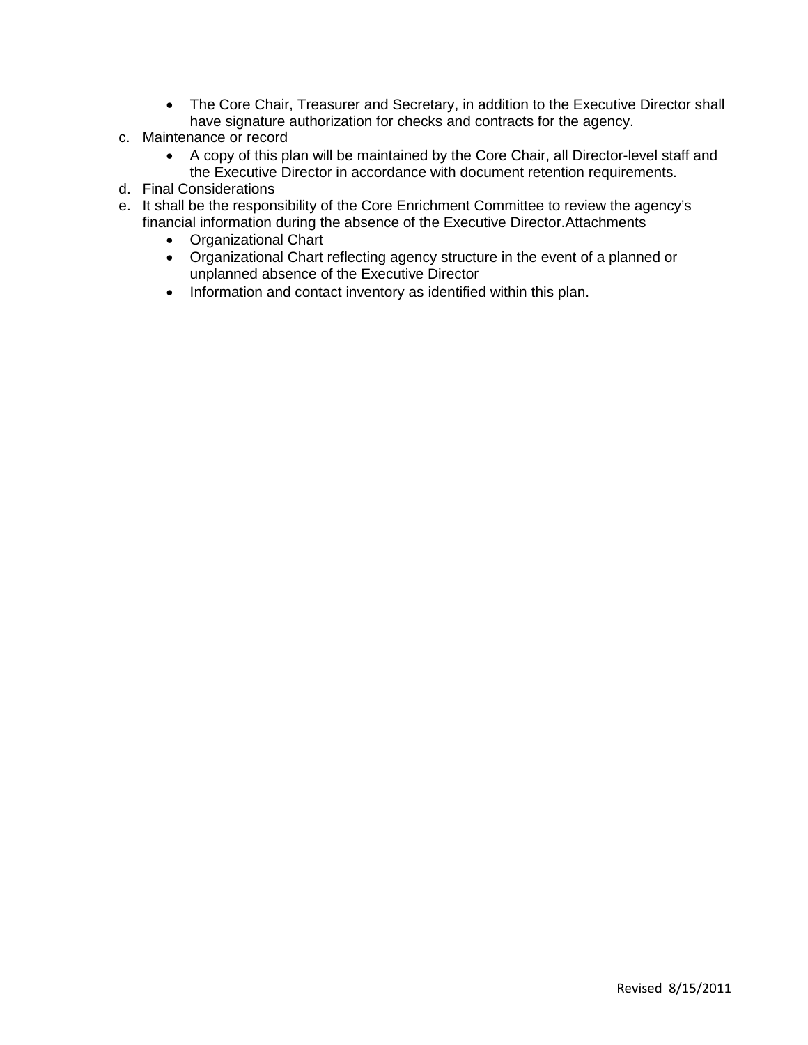- The Core Chair, Treasurer and Secretary, in addition to the Executive Director shall have signature authorization for checks and contracts for the agency.

c. Maintenance or record
   - A copy of this plan will be maintained by the Core Chair, all Director-level staff and the Executive Director in accordance with document retention requirements.

d. Final Considerations

e. It shall be the responsibility of the Core Enrichment Committee to review the agency's financial information during the absence of the Executive Director.Attachments
   - Organizational Chart
   - Organizational Chart reflecting agency structure in the event of a planned or unplanned absence of the Executive Director
   - Information and contact inventory as identified within this plan.

Revised 8/15/2011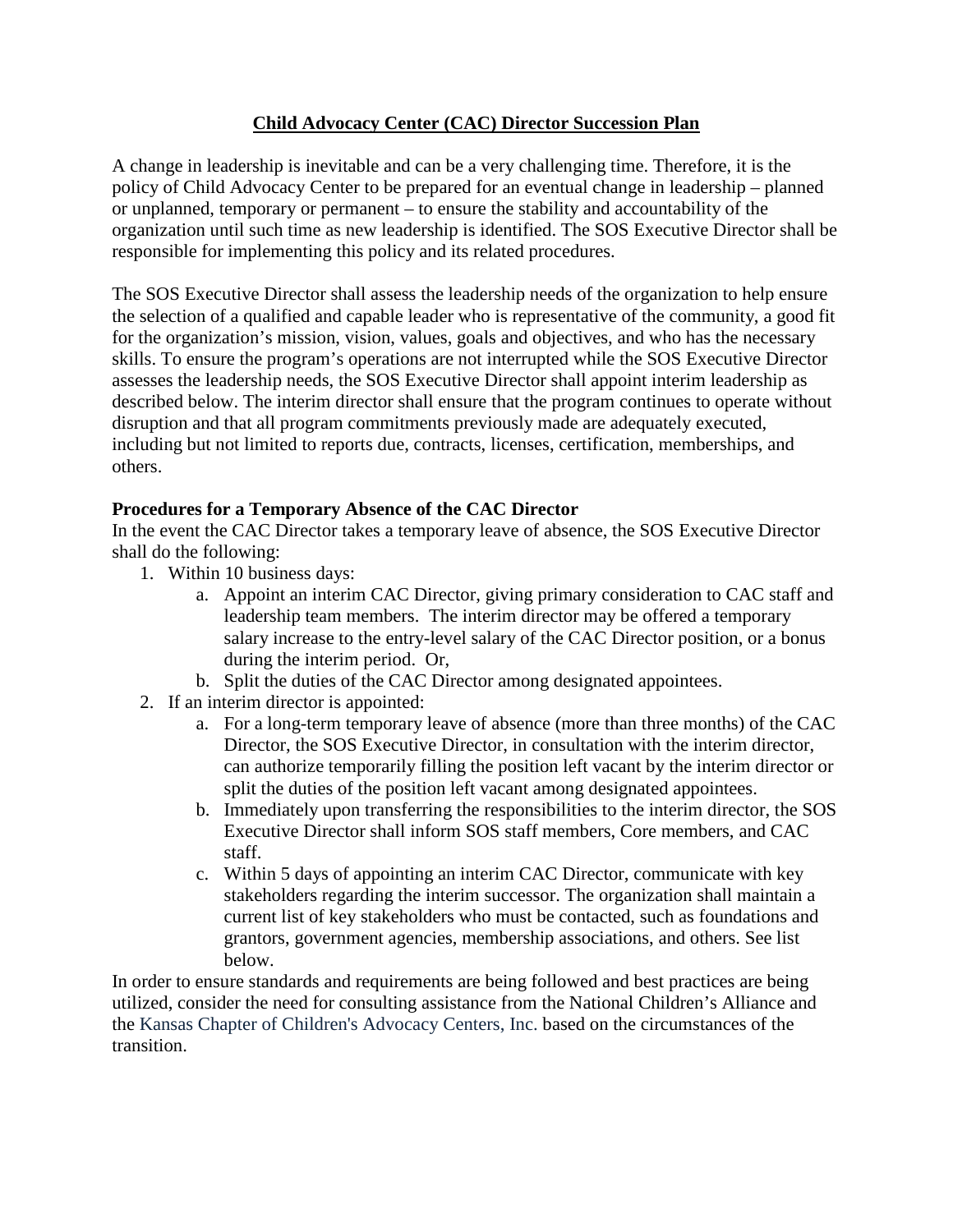# Child Advocacy Center (CAC) Director Succession Plan

A change in leadership is inevitable and can be a very challenging time. Therefore, it is the policy of Child Advocacy Center to be prepared for an eventual change in leadership – planned or unplanned, temporary or permanent – to ensure the stability and accountability of the organization until such time as new leadership is identified. The SOS Executive Director shall be responsible for implementing this policy and its related procedures.

The SOS Executive Director shall assess the leadership needs of the organization to help ensure the selection of a qualified and capable leader who is representative of the community, a good fit for the organization's mission, vision, values, goals and objectives, and who has the necessary skills. To ensure the program's operations are not interrupted while the SOS Executive Director assesses the leadership needs, the SOS Executive Director shall appoint interim leadership as described below. The interim director shall ensure that the program continues to operate without disruption and that all program commitments previously made are adequately executed, including but not limited to reports due, contracts, licenses, certification, memberships, and others.

**Procedures for a Temporary Absence of the CAC Director**

In the event the CAC Director takes a temporary leave of absence, the SOS Executive Director shall do the following:

1. Within 10 business days:
    a. Appoint an interim CAC Director, giving primary consideration to CAC staff and leadership team members. The interim director may be offered a temporary salary increase to the entry-level salary of the CAC Director position, or a bonus during the interim period. Or,
    b. Split the duties of the CAC Director among designated appointees.
2. If an interim director is appointed:
    a. For a long-term temporary leave of absence (more than three months) of the CAC Director, the SOS Executive Director, in consultation with the interim director, can authorize temporarily filling the position left vacant by the interim director or split the duties of the position left vacant among designated appointees.
    b. Immediately upon transferring the responsibilities to the interim director, the SOS Executive Director shall inform SOS staff members, Core members, and CAC staff.
    c. Within 5 days of appointing an interim CAC Director, communicate with key stakeholders regarding the interim successor. The organization shall maintain a current list of key stakeholders who must be contacted, such as foundations and grantors, government agencies, membership associations, and others. See list below.

In order to ensure standards and requirements are being followed and best practices are being utilized, consider the need for consulting assistance from the National Children's Alliance and the Kansas Chapter of Children's Advocacy Centers, Inc. based on the circumstances of the transition.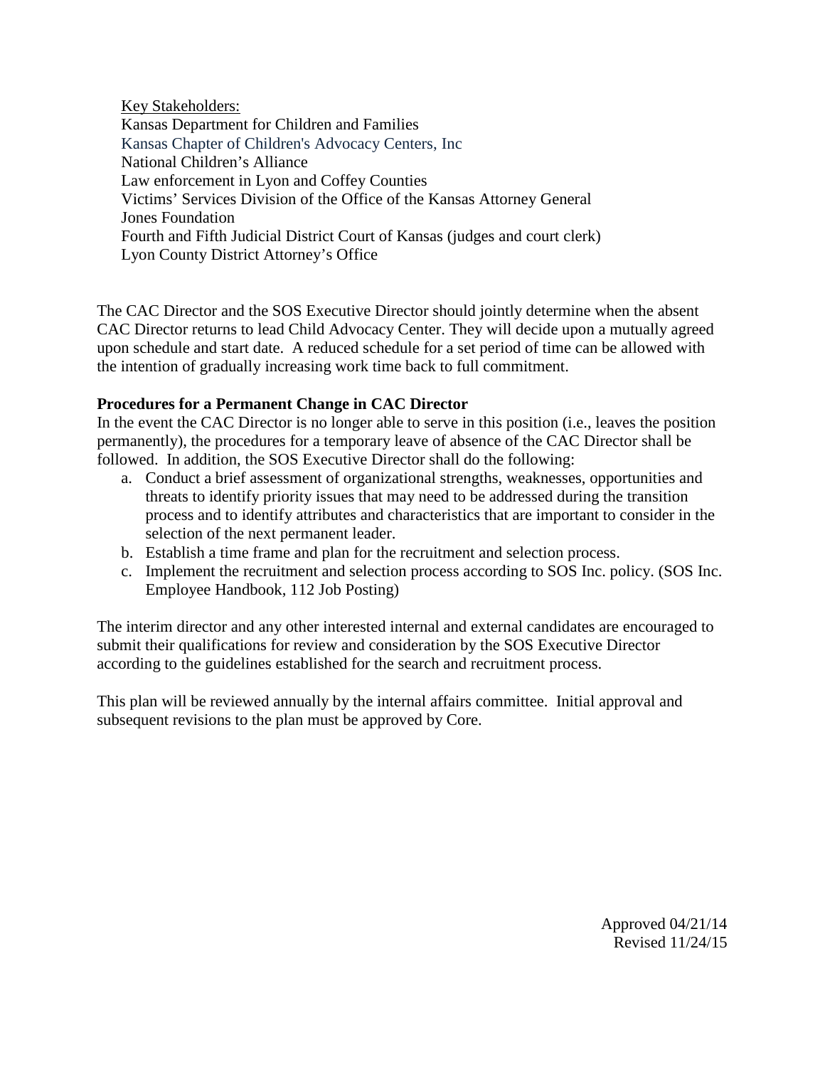Key Stakeholders:
Kansas Department for Children and Families
Kansas Chapter of Children's Advocacy Centers, Inc
National Children's Alliance
Law enforcement in Lyon and Coffey Counties
Victims' Services Division of the Office of the Kansas Attorney General
Jones Foundation
Fourth and Fifth Judicial District Court of Kansas (judges and court clerk)
Lyon County District Attorney's Office

The CAC Director and the SOS Executive Director should jointly determine when the absent CAC Director returns to lead Child Advocacy Center. They will decide upon a mutually agreed upon schedule and start date. A reduced schedule for a set period of time can be allowed with the intention of gradually increasing work time back to full commitment.

**Procedures for a Permanent Change in CAC Director**

In the event the CAC Director is no longer able to serve in this position (i.e., leaves the position permanently), the procedures for a temporary leave of absence of the CAC Director shall be followed. In addition, the SOS Executive Director shall do the following:

a. Conduct a brief assessment of organizational strengths, weaknesses, opportunities and threats to identify priority issues that may need to be addressed during the transition process and to identify attributes and characteristics that are important to consider in the selection of the next permanent leader.
b. Establish a time frame and plan for the recruitment and selection process.
c. Implement the recruitment and selection process according to SOS Inc. policy. (SOS Inc. Employee Handbook, 112 Job Posting)

The interim director and any other interested internal and external candidates are encouraged to submit their qualifications for review and consideration by the SOS Executive Director according to the guidelines established for the search and recruitment process.

This plan will be reviewed annually by the internal affairs committee. Initial approval and subsequent revisions to the plan must be approved by Core.

Approved 04/21/14
Revised 11/24/15